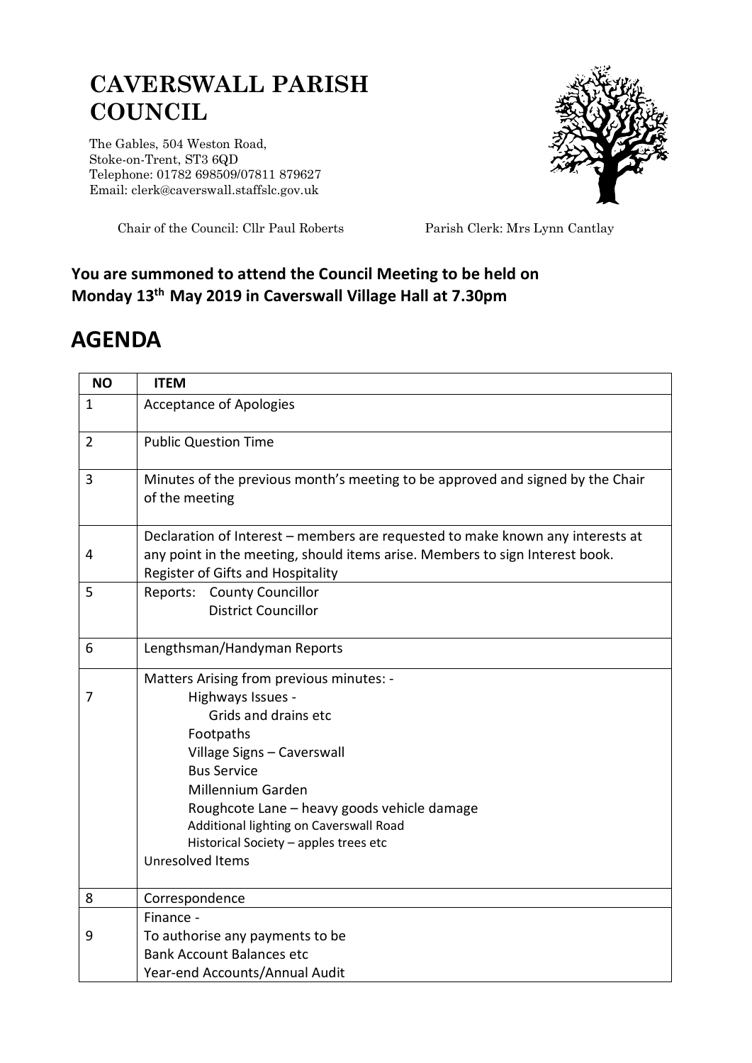# CAVERSWALL PARISH COUNCIL

The Gables, 504 Weston Road,
Stoke-on-Trent, ST3 6QD
Telephone: 01782 698509/07811 879627
Email: clerk@caverswall.staffslc.gov.uk

Chair of the Council: Cllr Paul Roberts

Parish Clerk: Mrs Lynn Cantlay

**You are summoned to attend the Council Meeting to be held on Monday 13th May 2019 in Caverswall Village Hall at 7.30pm**

## AGENDA

| NO | ITEM |
|---|---|
| 1 | Acceptance of Apologies |
| 2 | Public Question Time |
| 3 | Minutes of the previous month's meeting to be approved and signed by the Chair of the meeting |
| 4 | Declaration of Interest – members are requested to make known any interests at any point in the meeting, should items arise. Members to sign Interest book.<br>Register of Gifts and Hospitality |
| 5 | Reports: County Councillor<br>District Councillor |
| 6 | Lengthsman/Handyman Reports |
| 7 | Matters Arising from previous minutes: -<br>Highways Issues -<br>Grids and drains etc<br>Footpaths<br>Village Signs – Caverswall<br>Bus Service<br>Millennium Garden<br>Roughcote Lane – heavy goods vehicle damage<br>Additional lighting on Caverswall Road<br>Historical Society – apples trees etc<br>Unresolved Items |
| 8 | Correspondence |
| 9 | Finance -<br>To authorise any payments to be<br>Bank Account Balances etc<br>Year-end Accounts/Annual Audit |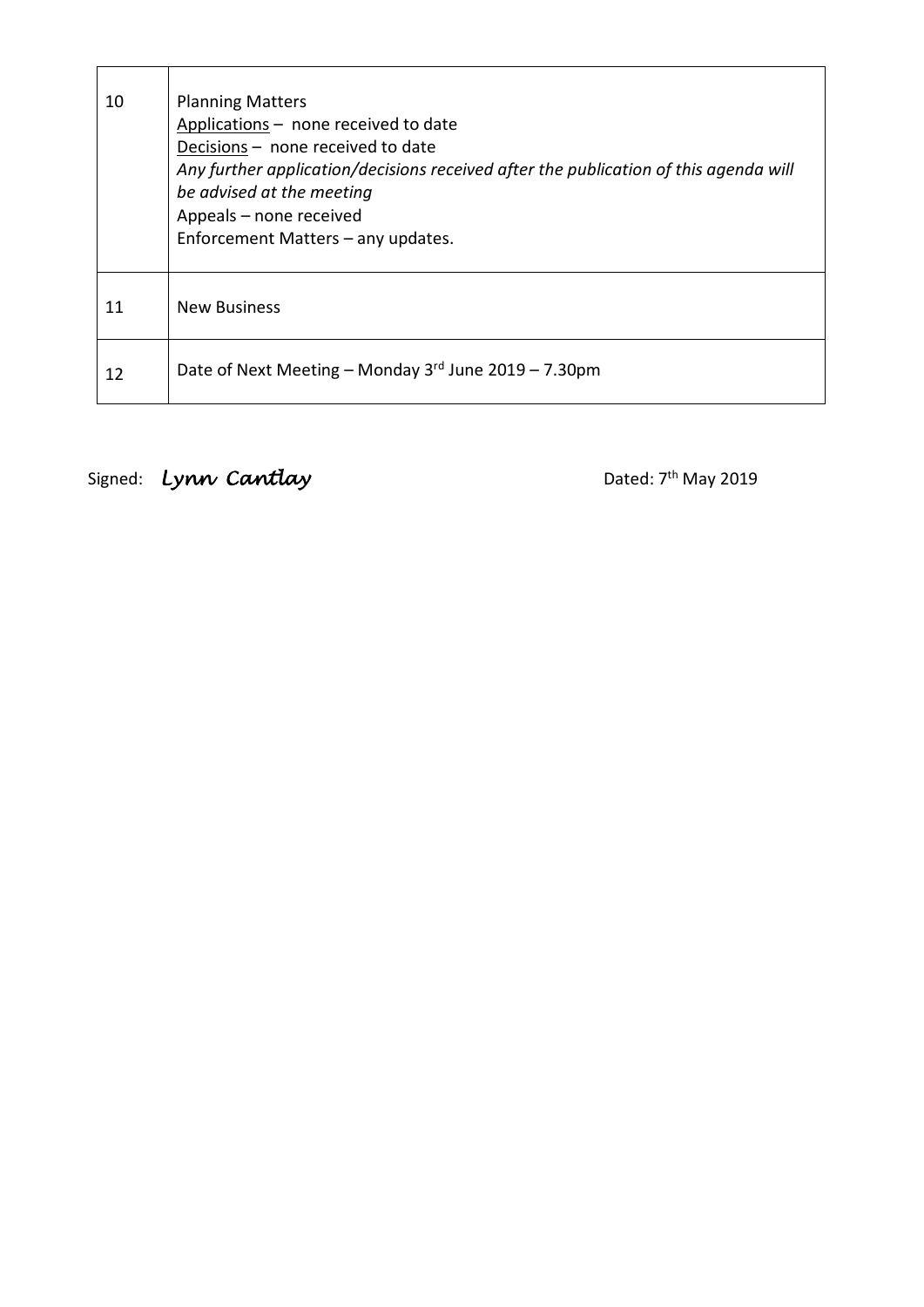| | |
|---|---|
| 10 | Planning Matters<br>Applications – none received to date<br>Decisions – none received to date<br>*Any further application/decisions received after the publication of this agenda will be advised at the meeting*<br>Appeals – none received<br>Enforcement Matters – any updates. |
| 11 | New Business |
| 12 | Date of Next Meeting – Monday 3rd June 2019 – 7.30pm |

Signed: *Lynn Cantlay* Dated: 7th May 2019